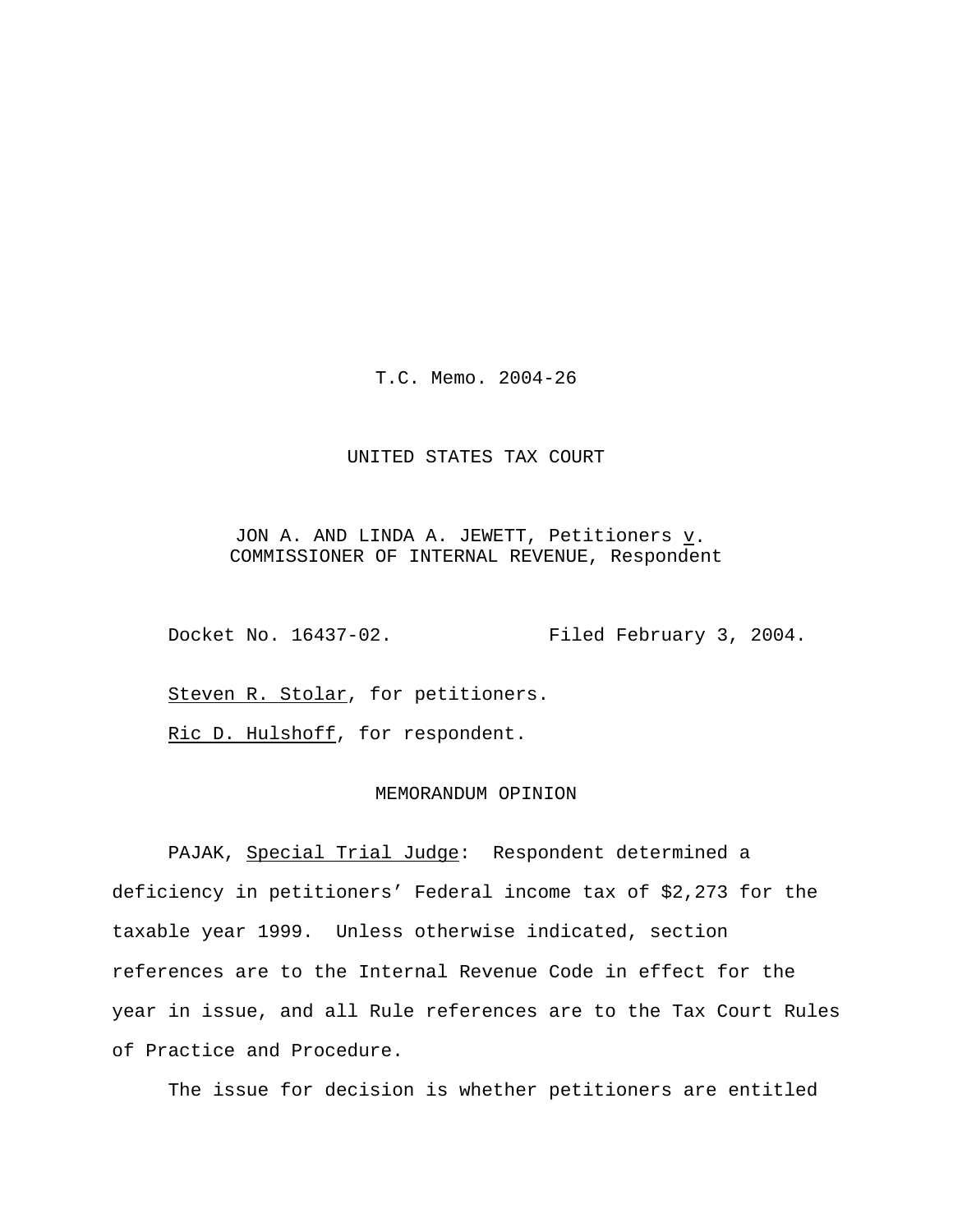T.C. Memo. 2004-26

UNITED STATES TAX COURT

JON A. AND LINDA A. JEWETT, Petitioners v.
COMMISSIONER OF INTERNAL REVENUE, Respondent

Docket No. 16437-02. Filed February 3, 2004.

Steven R. Stolar, for petitioners.

Ric D. Hulshoff, for respondent.

MEMORANDUM OPINION

PAJAK, Special Trial Judge: Respondent determined a deficiency in petitioners' Federal income tax of $2,273 for the taxable year 1999. Unless otherwise indicated, section references are to the Internal Revenue Code in effect for the year in issue, and all Rule references are to the Tax Court Rules of Practice and Procedure.

The issue for decision is whether petitioners are entitled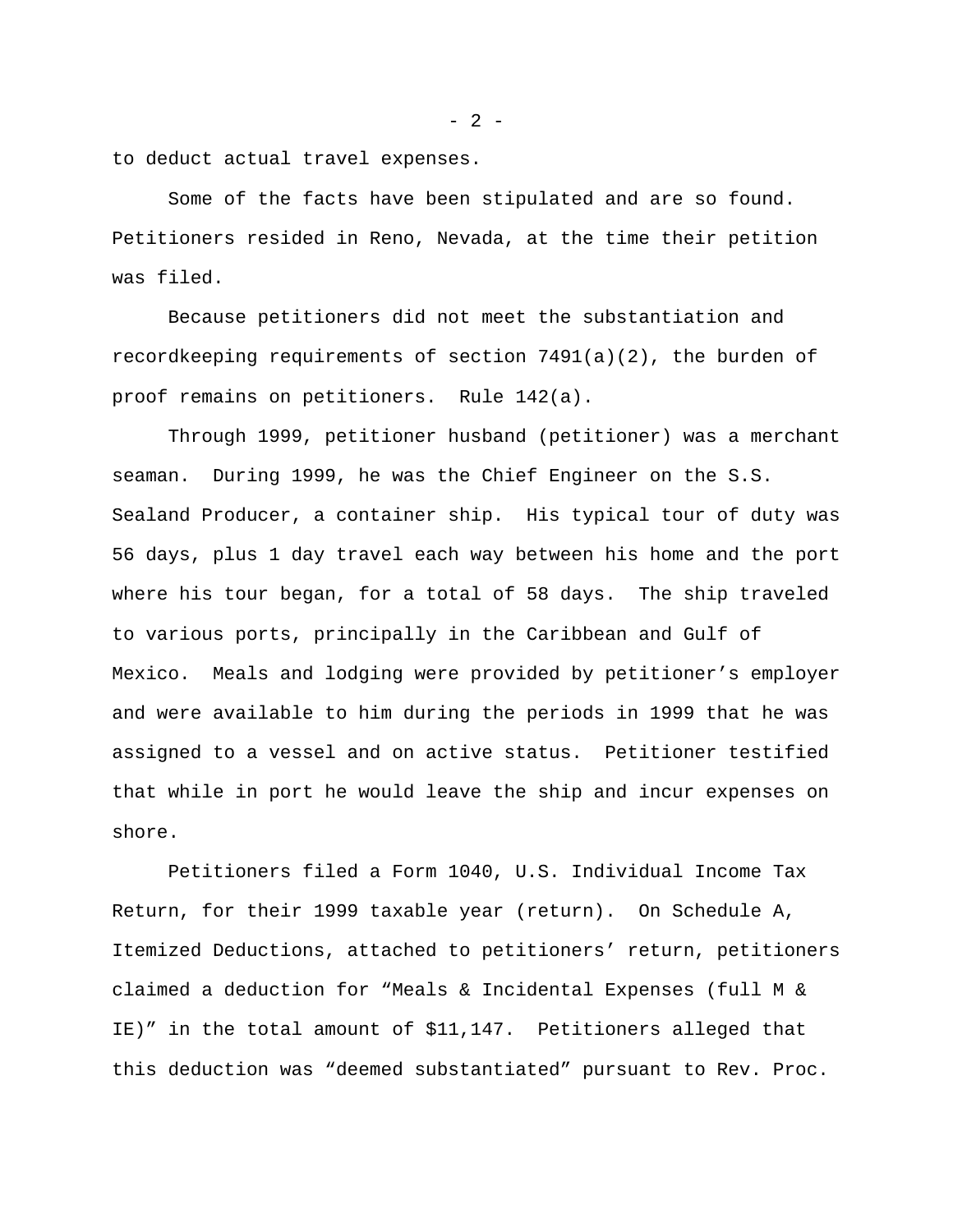to deduct actual travel expenses.

Some of the facts have been stipulated and are so found. Petitioners resided in Reno, Nevada, at the time their petition was filed.

Because petitioners did not meet the substantiation and recordkeeping requirements of section 7491(a)(2), the burden of proof remains on petitioners. Rule 142(a).

Through 1999, petitioner husband (petitioner) was a merchant seaman. During 1999, he was the Chief Engineer on the S.S. Sealand Producer, a container ship. His typical tour of duty was 56 days, plus 1 day travel each way between his home and the port where his tour began, for a total of 58 days. The ship traveled to various ports, principally in the Caribbean and Gulf of Mexico. Meals and lodging were provided by petitioner's employer and were available to him during the periods in 1999 that he was assigned to a vessel and on active status. Petitioner testified that while in port he would leave the ship and incur expenses on shore.

Petitioners filed a Form 1040, U.S. Individual Income Tax Return, for their 1999 taxable year (return). On Schedule A, Itemized Deductions, attached to petitioners' return, petitioners claimed a deduction for "Meals & Incidental Expenses (full M & IE)" in the total amount of $11,147. Petitioners alleged that this deduction was "deemed substantiated" pursuant to Rev. Proc.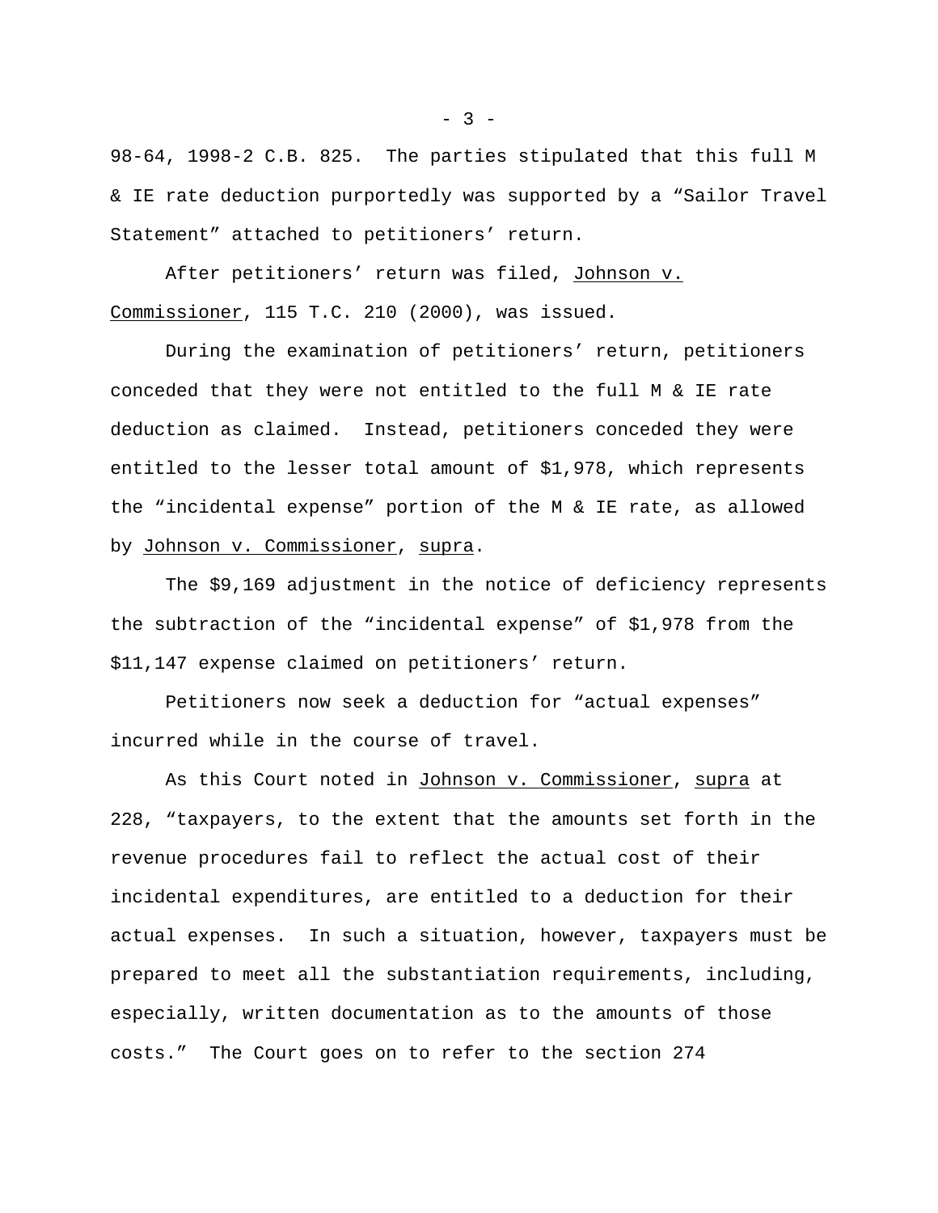98-64, 1998-2 C.B. 825. The parties stipulated that this full M & IE rate deduction purportedly was supported by a “Sailor Travel Statement” attached to petitioners’ return.

After petitioners’ return was filed, Johnson v. Commissioner, 115 T.C. 210 (2000), was issued.

During the examination of petitioners’ return, petitioners conceded that they were not entitled to the full M & IE rate deduction as claimed. Instead, petitioners conceded they were entitled to the lesser total amount of $1,978, which represents the “incidental expense” portion of the M & IE rate, as allowed by Johnson v. Commissioner, supra.

The $9,169 adjustment in the notice of deficiency represents the subtraction of the “incidental expense” of $1,978 from the $11,147 expense claimed on petitioners’ return.

Petitioners now seek a deduction for “actual expenses” incurred while in the course of travel.

As this Court noted in Johnson v. Commissioner, supra at 228, “taxpayers, to the extent that the amounts set forth in the revenue procedures fail to reflect the actual cost of their incidental expenditures, are entitled to a deduction for their actual expenses. In such a situation, however, taxpayers must be prepared to meet all the substantiation requirements, including, especially, written documentation as to the amounts of those costs.” The Court goes on to refer to the section 274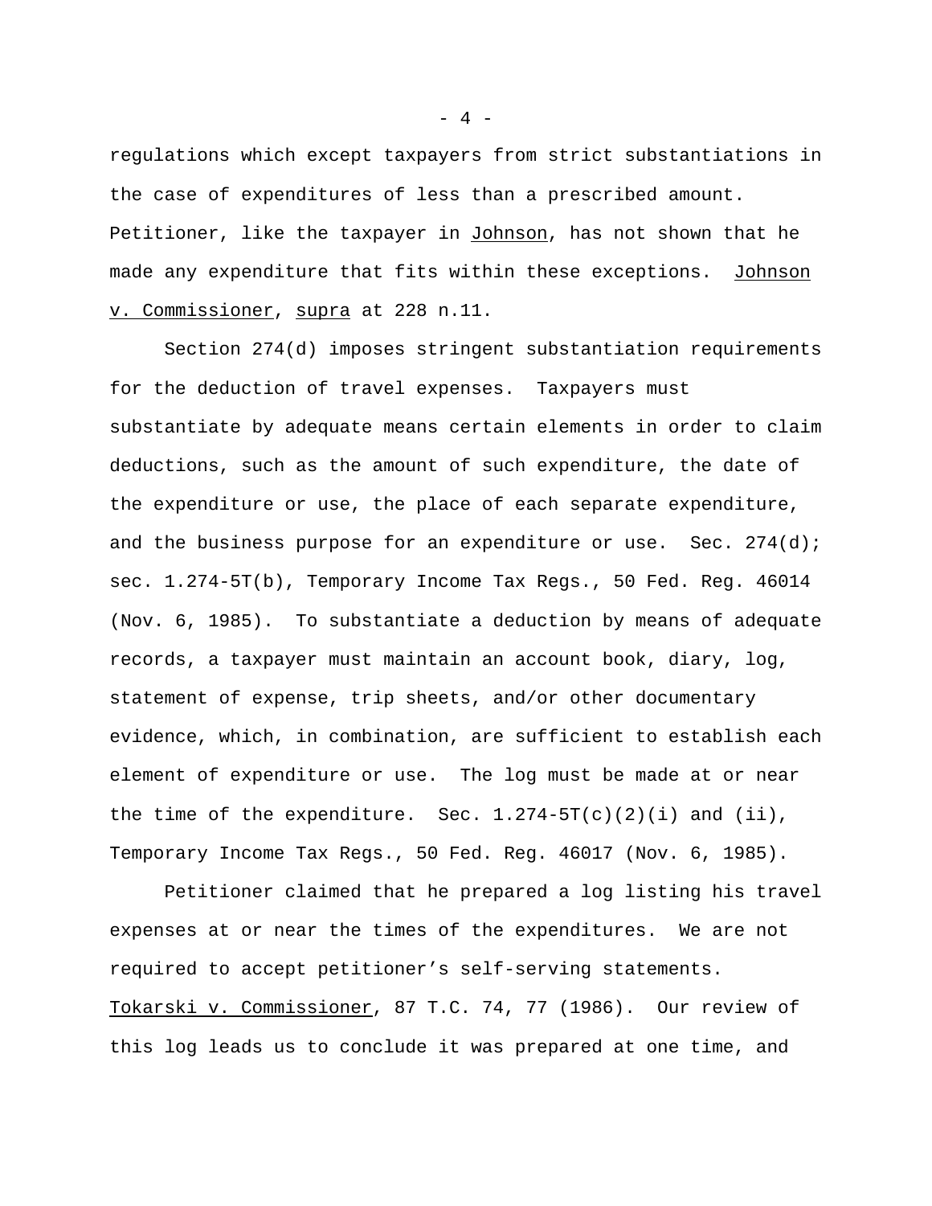regulations which except taxpayers from strict substantiations in the case of expenditures of less than a prescribed amount. Petitioner, like the taxpayer in Johnson, has not shown that he made any expenditure that fits within these exceptions. Johnson v. Commissioner, supra at 228 n.11.

Section 274(d) imposes stringent substantiation requirements for the deduction of travel expenses. Taxpayers must substantiate by adequate means certain elements in order to claim deductions, such as the amount of such expenditure, the date of the expenditure or use, the place of each separate expenditure, and the business purpose for an expenditure or use. Sec. 274(d); sec. 1.274-5T(b), Temporary Income Tax Regs., 50 Fed. Reg. 46014 (Nov. 6, 1985). To substantiate a deduction by means of adequate records, a taxpayer must maintain an account book, diary, log, statement of expense, trip sheets, and/or other documentary evidence, which, in combination, are sufficient to establish each element of expenditure or use. The log must be made at or near the time of the expenditure. Sec. 1.274-5T(c)(2)(i) and (ii), Temporary Income Tax Regs., 50 Fed. Reg. 46017 (Nov. 6, 1985).

Petitioner claimed that he prepared a log listing his travel expenses at or near the times of the expenditures. We are not required to accept petitioner's self-serving statements. Tokarski v. Commissioner, 87 T.C. 74, 77 (1986). Our review of this log leads us to conclude it was prepared at one time, and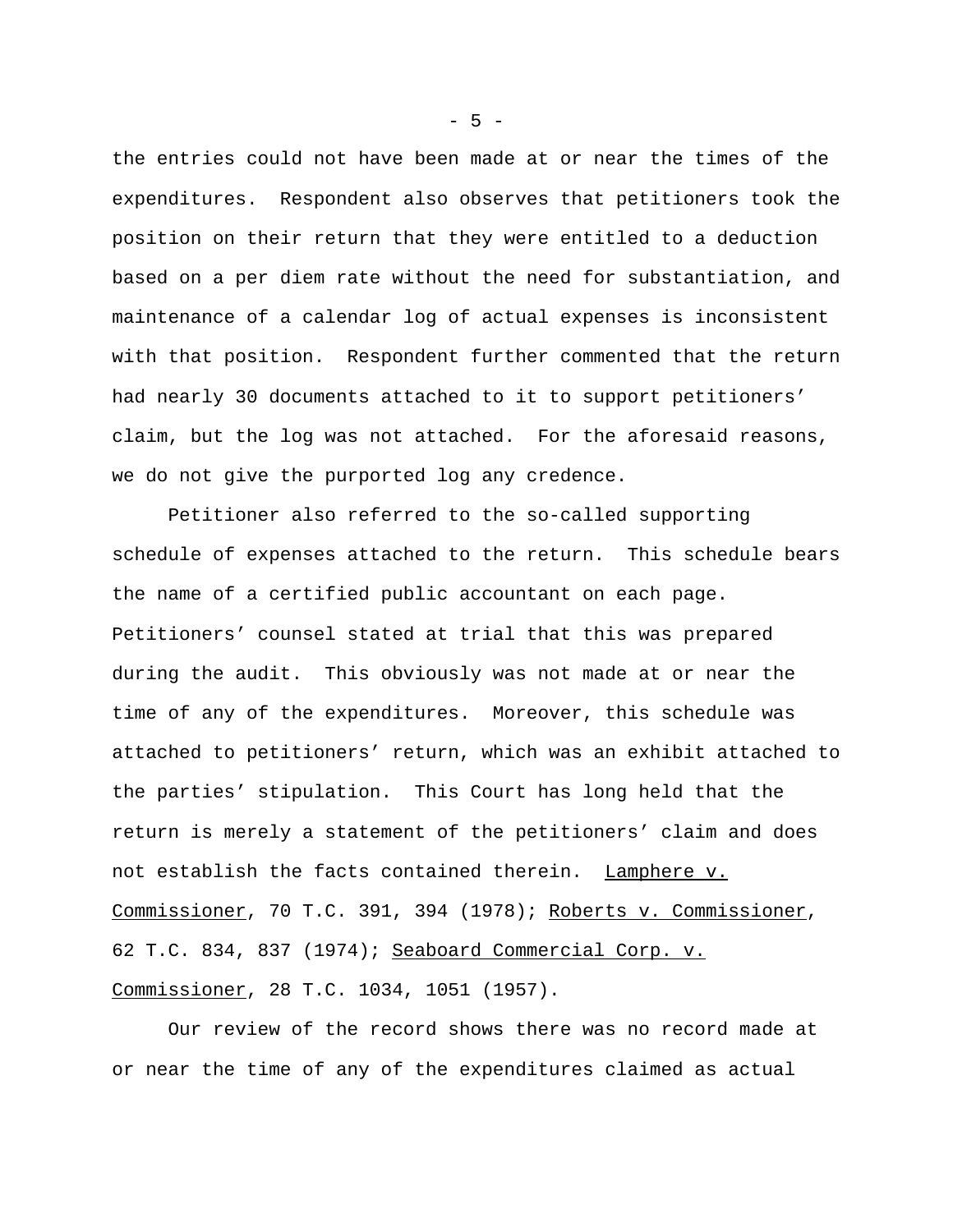the entries could not have been made at or near the times of the expenditures. Respondent also observes that petitioners took the position on their return that they were entitled to a deduction based on a per diem rate without the need for substantiation, and maintenance of a calendar log of actual expenses is inconsistent with that position. Respondent further commented that the return had nearly 30 documents attached to it to support petitioners' claim, but the log was not attached. For the aforesaid reasons, we do not give the purported log any credence.

Petitioner also referred to the so-called supporting schedule of expenses attached to the return. This schedule bears the name of a certified public accountant on each page. Petitioners' counsel stated at trial that this was prepared during the audit. This obviously was not made at or near the time of any of the expenditures. Moreover, this schedule was attached to petitioners' return, which was an exhibit attached to the parties' stipulation. This Court has long held that the return is merely a statement of the petitioners' claim and does not establish the facts contained therein. Lamphere v. Commissioner, 70 T.C. 391, 394 (1978); Roberts v. Commissioner, 62 T.C. 834, 837 (1974); Seaboard Commercial Corp. v. Commissioner, 28 T.C. 1034, 1051 (1957).

Our review of the record shows there was no record made at or near the time of any of the expenditures claimed as actual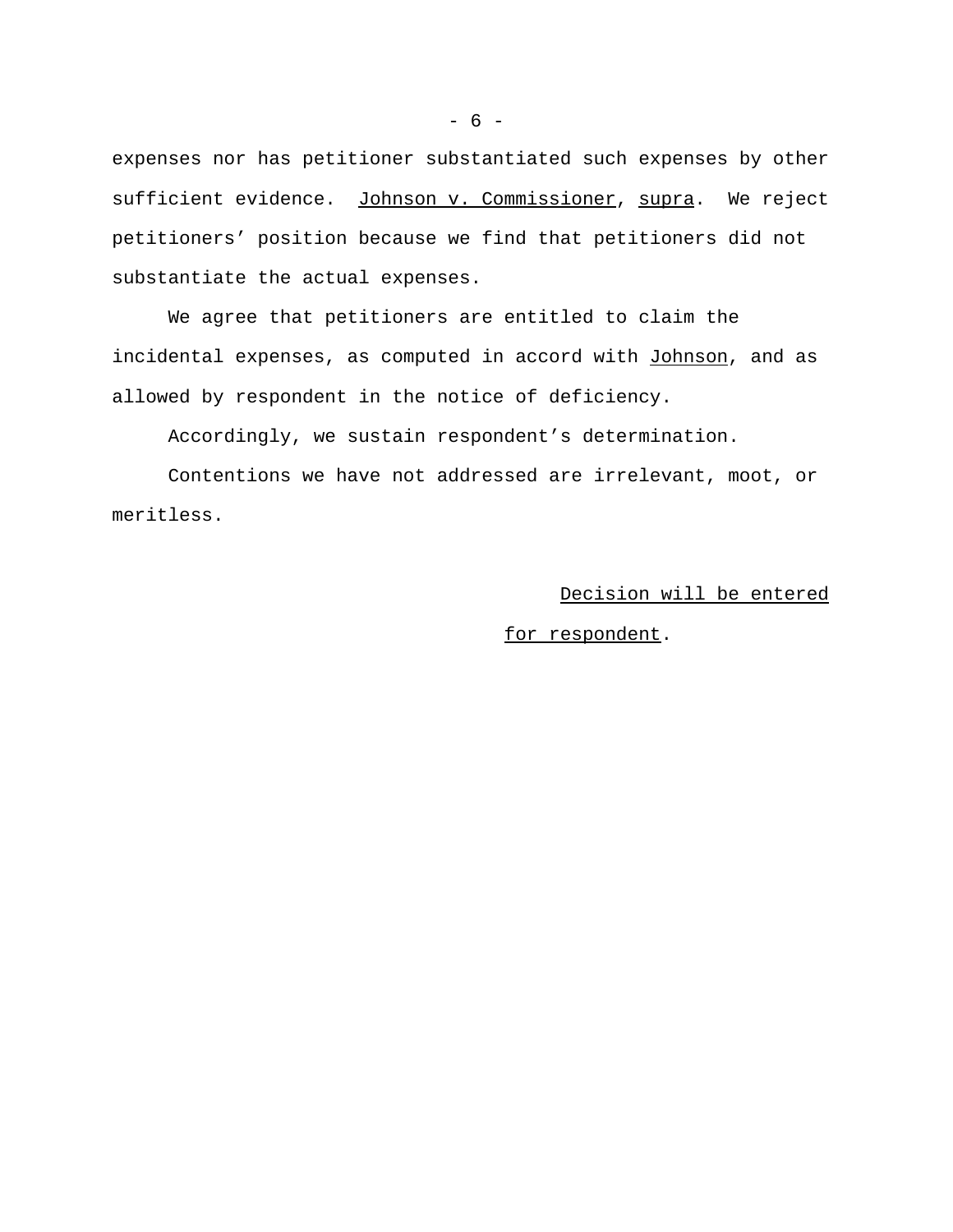expenses nor has petitioner substantiated such expenses by other sufficient evidence. *Johnson v. Commissioner*, *supra*. We reject petitioners' position because we find that petitioners did not substantiate the actual expenses.

We agree that petitioners are entitled to claim the incidental expenses, as computed in accord with *Johnson*, and as allowed by respondent in the notice of deficiency.

Accordingly, we sustain respondent's determination.

Contentions we have not addressed are irrelevant, moot, or meritless.

*Decision will be entered for respondent*.